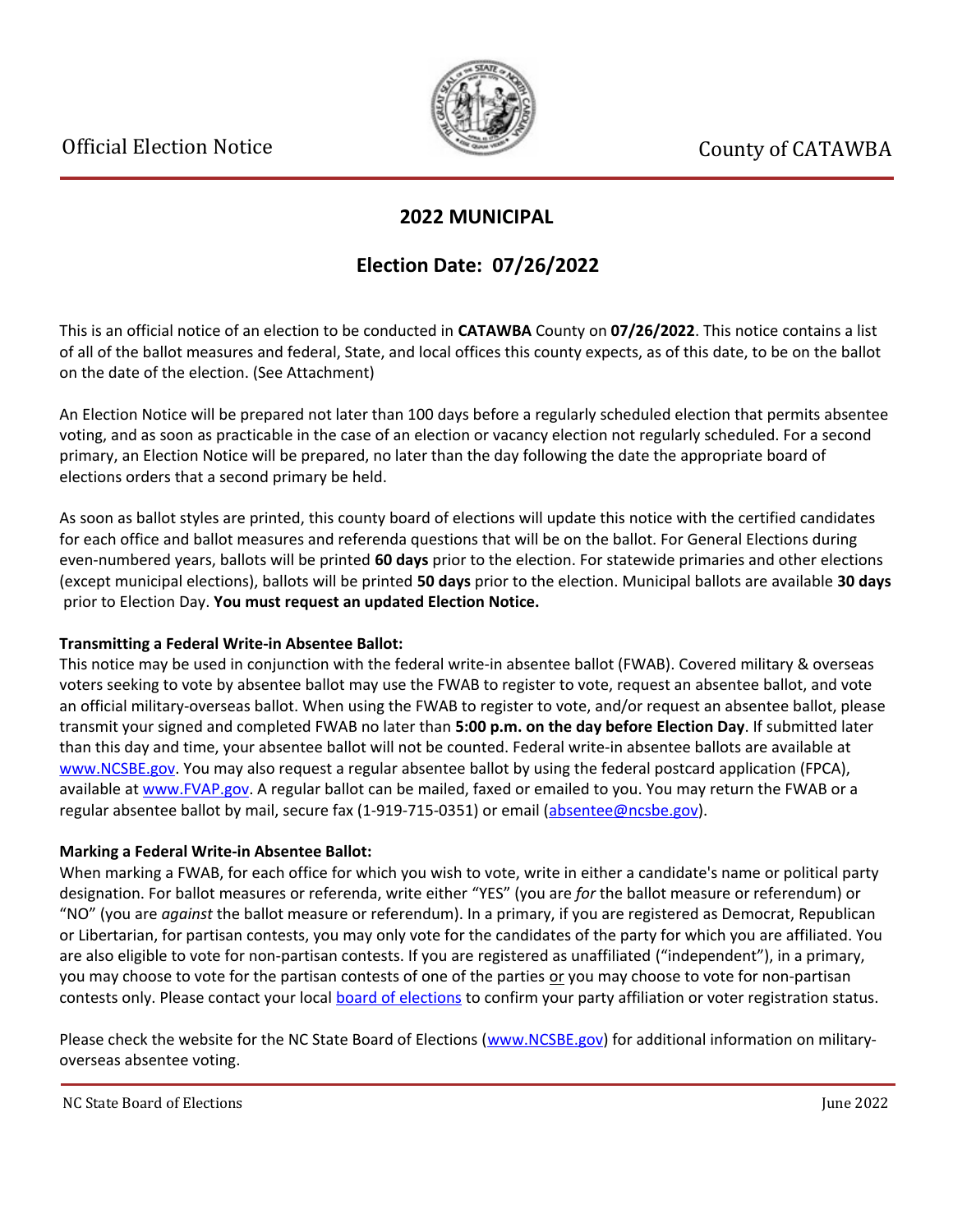Official Election Notice

County of CATAWBA

## 2022 MUNICIPAL

## Election Date: 07/26/2022

This is an official notice of an election to be conducted in **CATAWBA** County on **07/26/2022**. This notice contains a list of all of the ballot measures and federal, State, and local offices this county expects, as of this date, to be on the ballot on the date of the election. (See Attachment)

An Election Notice will be prepared not later than 100 days before a regularly scheduled election that permits absentee voting, and as soon as practicable in the case of an election or vacancy election not regularly scheduled. For a second primary, an Election Notice will be prepared, no later than the day following the date the appropriate board of elections orders that a second primary be held.

As soon as ballot styles are printed, this county board of elections will update this notice with the certified candidates for each office and ballot measures and referenda questions that will be on the ballot. For General Elections during even-numbered years, ballots will be printed **60 days** prior to the election. For statewide primaries and other elections (except municipal elections), ballots will be printed **50 days** prior to the election. Municipal ballots are available **30 days** prior to Election Day. **You must request an updated Election Notice.**

**Transmitting a Federal Write-in Absentee Ballot:**
This notice may be used in conjunction with the federal write-in absentee ballot (FWAB). Covered military & overseas voters seeking to vote by absentee ballot may use the FWAB to register to vote, request an absentee ballot, and vote an official military-overseas ballot. When using the FWAB to register to vote, and/or request an absentee ballot, please transmit your signed and completed FWAB no later than **5:00 p.m. on the day before Election Day**. If submitted later than this day and time, your absentee ballot will not be counted. Federal write-in absentee ballots are available at www.NCSBE.gov. You may also request a regular absentee ballot by using the federal postcard application (FPCA), available at www.FVAP.gov. A regular ballot can be mailed, faxed or emailed to you. You may return the FWAB or a regular absentee ballot by mail, secure fax (1-919-715-0351) or email (absentee@ncsbe.gov).

**Marking a Federal Write-in Absentee Ballot:**
When marking a FWAB, for each office for which you wish to vote, write in either a candidate's name or political party designation. For ballot measures or referenda, write either "YES" (you are *for* the ballot measure or referendum) or "NO" (you are *against* the ballot measure or referendum). In a primary, if you are registered as Democrat, Republican or Libertarian, for partisan contests, you may only vote for the candidates of the party for which you are affiliated. You are also eligible to vote for non-partisan contests. If you are registered as unaffiliated ("independent"), in a primary, you may choose to vote for the partisan contests of one of the parties or you may choose to vote for non-partisan contests only. Please contact your local board of elections to confirm your party affiliation or voter registration status.

Please check the website for the NC State Board of Elections (www.NCSBE.gov) for additional information on military-overseas absentee voting.

NC State Board of Elections — June 2022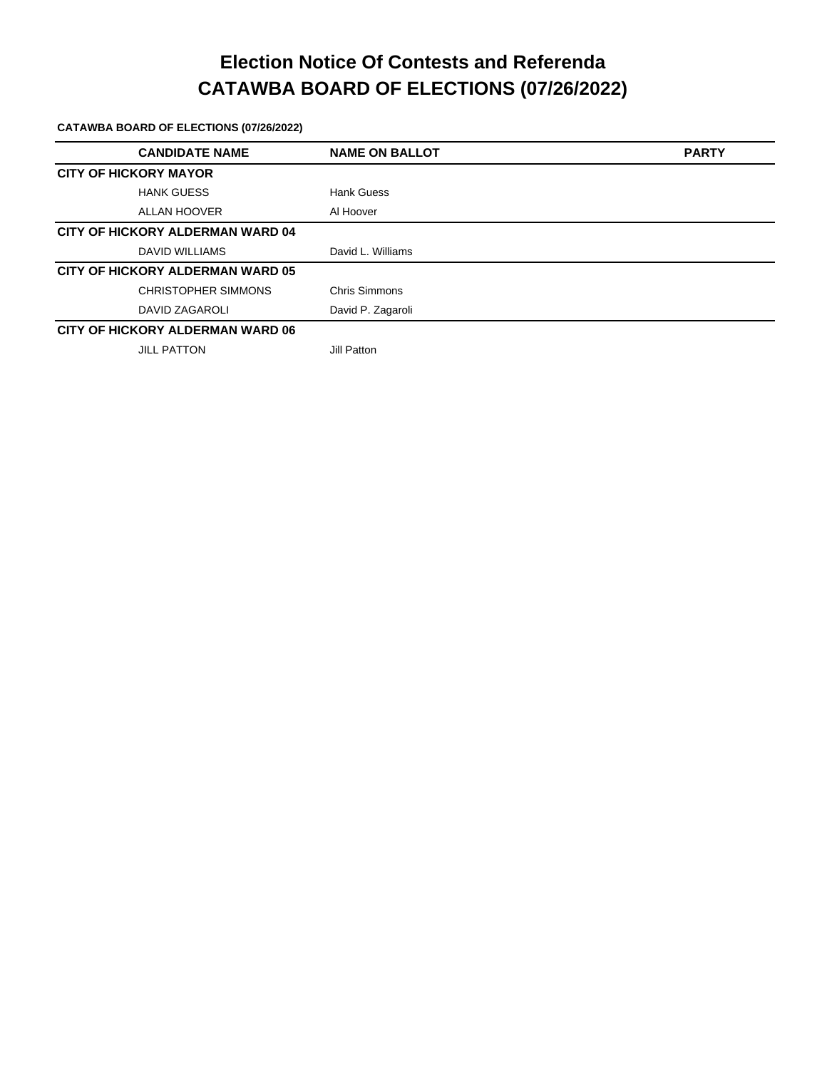# Election Notice Of Contests and Referenda
# CATAWBA BOARD OF ELECTIONS (07/26/2022)

**CATAWBA BOARD OF ELECTIONS (07/26/2022)**

| CANDIDATE NAME | NAME ON BALLOT | PARTY |
|---|---|---|
| **CITY OF HICKORY MAYOR** | | |
| HANK GUESS | Hank Guess | |
| ALLAN HOOVER | Al Hoover | |
| **CITY OF HICKORY ALDERMAN WARD 04** | | |
| DAVID WILLIAMS | David L. Williams | |
| **CITY OF HICKORY ALDERMAN WARD 05** | | |
| CHRISTOPHER SIMMONS | Chris Simmons | |
| DAVID ZAGAROLI | David P. Zagaroli | |
| **CITY OF HICKORY ALDERMAN WARD 06** | | |
| JILL PATTON | Jill Patton | |